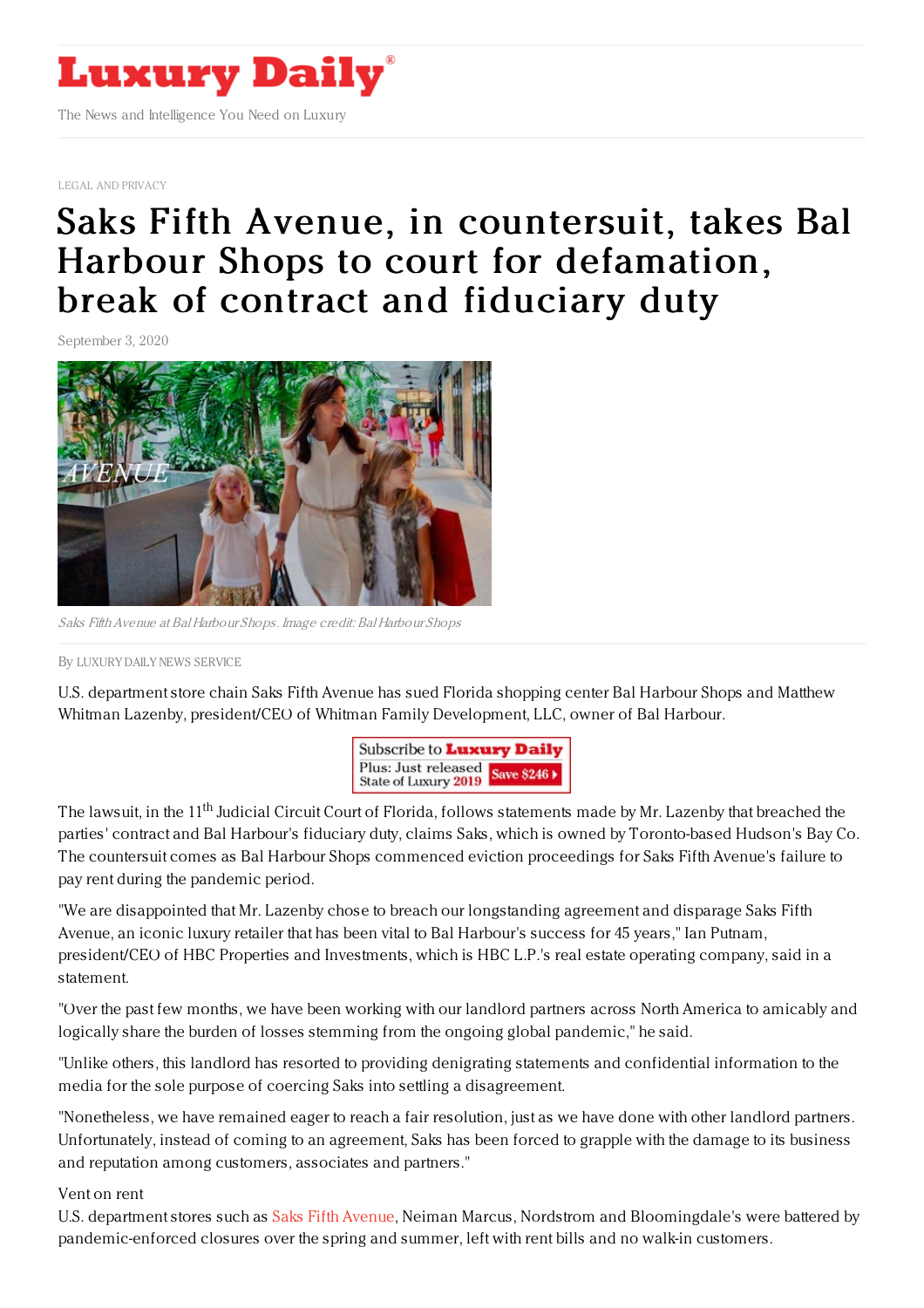LEGAL AND PRIVACY

# Saks Fifth Avenue, in countersuit, takes Bal Harbour Shops to court for defamation, break of contract and fiduciary duty

September 3, 2020

Saks Fifth Avenue at Bal Harbour Shops. Image credit: Bal Harbour Shops

By LUXURY DAILY NEWS SERVICE

U.S. department store chain Saks Fifth Avenue has sued Florida shopping center Bal Harbour Shops and Matthew Whitman Lazenby, president/CEO of Whitman Family Development, LLC, owner of Bal Harbour.

The lawsuit, in the 11th Judicial Circuit Court of Florida, follows statements made by Mr. Lazenby that breached the parties' contract and Bal Harbour's fiduciary duty, claims Saks, which is owned by Toronto-based Hudson's Bay Co. The countersuit comes as Bal Harbour Shops commenced eviction proceedings for Saks Fifth Avenue's failure to pay rent during the pandemic period.

"We are disappointed that Mr. Lazenby chose to breach our longstanding agreement and disparage Saks Fifth Avenue, an iconic luxury retailer that has been vital to Bal Harbour's success for 45 years," Ian Putnam, president/CEO of HBC Properties and Investments, which is HBC L.P.'s real estate operating company, said in a statement.

"Over the past few months, we have been working with our landlord partners across North America to amicably and logically share the burden of losses stemming from the ongoing global pandemic," he said.

"Unlike others, this landlord has resorted to providing denigrating statements and confidential information to the media for the sole purpose of coercing Saks into settling a disagreement.

"Nonetheless, we have remained eager to reach a fair resolution, just as we have done with other landlord partners. Unfortunately, instead of coming to an agreement, Saks has been forced to grapple with the damage to its business and reputation among customers, associates and partners."

Vent on rent

U.S. department stores such as Saks Fifth Avenue, Neiman Marcus, Nordstrom and Bloomingdale's were battered by pandemic-enforced closures over the spring and summer, left with rent bills and no walk-in customers.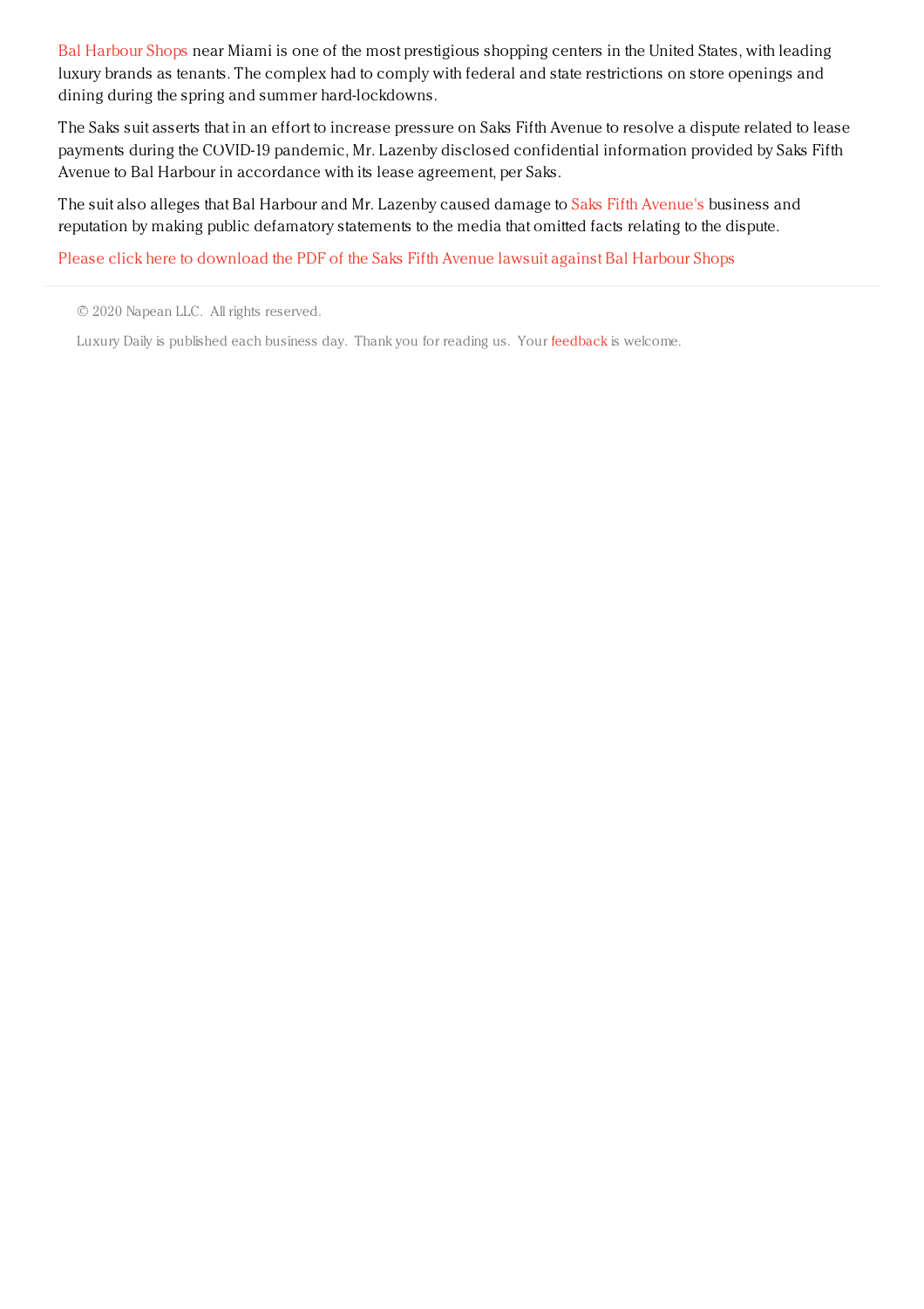Bal Harbour Shops near Miami is one of the most prestigious shopping centers in the United States, with leading luxury brands as tenants. The complex had to comply with federal and state restrictions on store openings and dining during the spring and summer hard-lockdowns.

The Saks suit asserts that in an effort to increase pressure on Saks Fifth Avenue to resolve a dispute related to lease payments during the COVID-19 pandemic, Mr. Lazenby disclosed confidential information provided by Saks Fifth Avenue to Bal Harbour in accordance with its lease agreement, per Saks.

The suit also alleges that Bal Harbour and Mr. Lazenby caused damage to Saks Fifth Avenue's business and reputation by making public defamatory statements to the media that omitted facts relating to the dispute.

Please click here to download the PDF of the Saks Fifth Avenue lawsuit against Bal Harbour Shops

© 2020 Napean LLC. All rights reserved.

Luxury Daily is published each business day. Thank you for reading us. Your feedback is welcome.